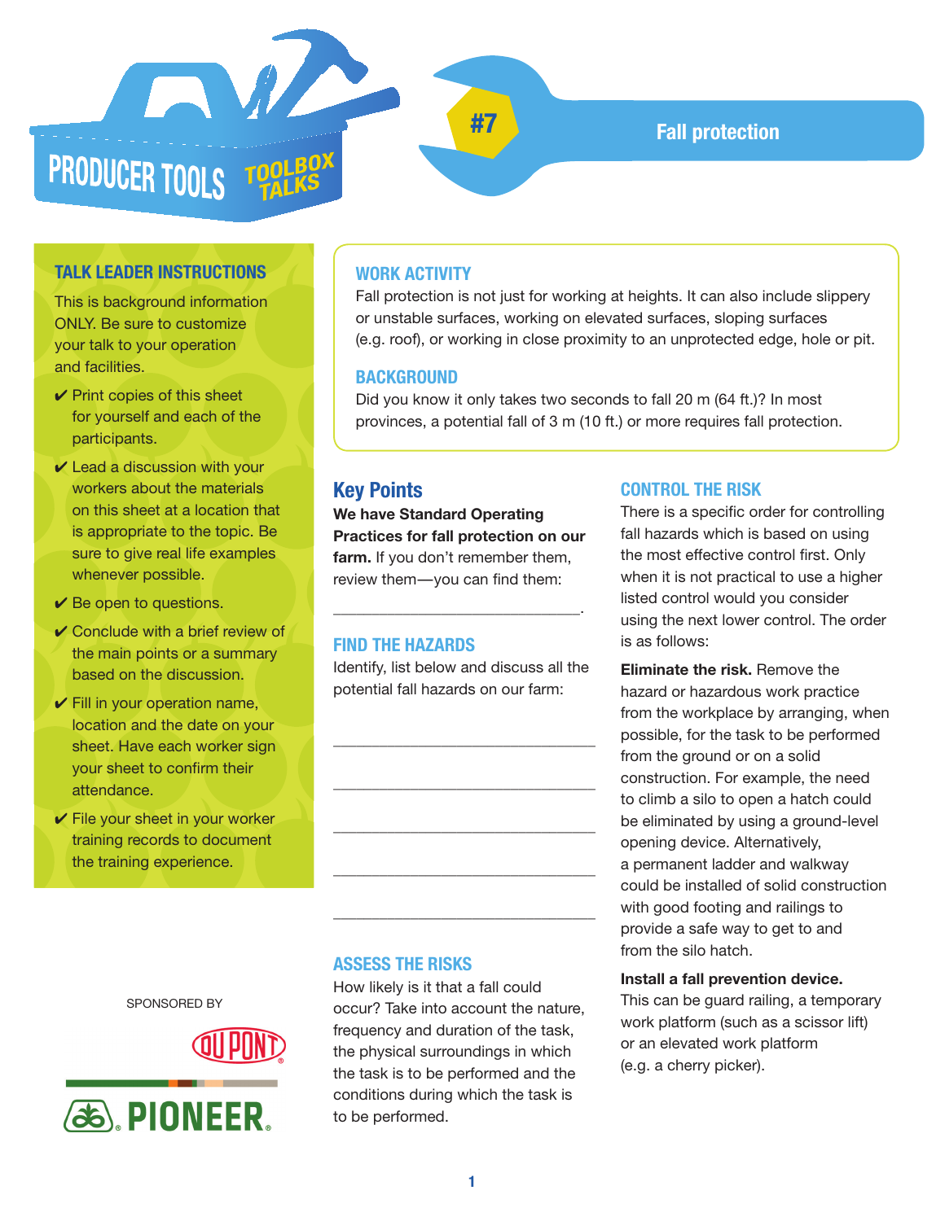# PRODUCER TOOLS TOOLBOX TALKS

## #7 Fall protection

### TALK LEADER INSTRUCTIONS

This is background information ONLY. Be sure to customize your talk to your operation and facilities.

- ✔ Print copies of this sheet for yourself and each of the participants.
- ✔ Lead a discussion with your workers about the materials on this sheet at a location that is appropriate to the topic. Be sure to give real life examples whenever possible.
- ✔ Be open to questions.
- ✔ Conclude with a brief review of the main points or a summary based on the discussion.
- ✔ Fill in your operation name, location and the date on your sheet. Have each worker sign your sheet to confirm their attendance.
- ✔ File your sheet in your worker training records to document the training experience.

SPONSORED BY

DUPONT PIONEER

### WORK ACTIVITY

Fall protection is not just for working at heights. It can also include slippery or unstable surfaces, working on elevated surfaces, sloping surfaces (e.g. roof), or working in close proximity to an unprotected edge, hole or pit.

### BACKGROUND

Did you know it only takes two seconds to fall 20 m (64 ft.)? In most provinces, a potential fall of 3 m (10 ft.) or more requires fall protection.

## Key Points

**We have Standard Operating Practices for fall protection on our farm.** If you don't remember them, review them—you can find them:

______________________________.

### FIND THE HAZARDS

Identify, list below and discuss all the potential fall hazards on our farm:

______________________________

______________________________

______________________________

______________________________

______________________________

### ASSESS THE RISKS

How likely is it that a fall could occur? Take into account the nature, frequency and duration of the task, the physical surroundings in which the task is to be performed and the conditions during which the task is to be performed.

### CONTROL THE RISK

There is a specific order for controlling fall hazards which is based on using the most effective control first. Only when it is not practical to use a higher listed control would you consider using the next lower control. The order is as follows:

**Eliminate the risk.** Remove the hazard or hazardous work practice from the workplace by arranging, when possible, for the task to be performed from the ground or on a solid construction. For example, the need to climb a silo to open a hatch could be eliminated by using a ground-level opening device. Alternatively, a permanent ladder and walkway could be installed of solid construction with good footing and railings to provide a safe way to get to and from the silo hatch.

**Install a fall prevention device.** This can be guard railing, a temporary work platform (such as a scissor lift) or an elevated work platform (e.g. a cherry picker).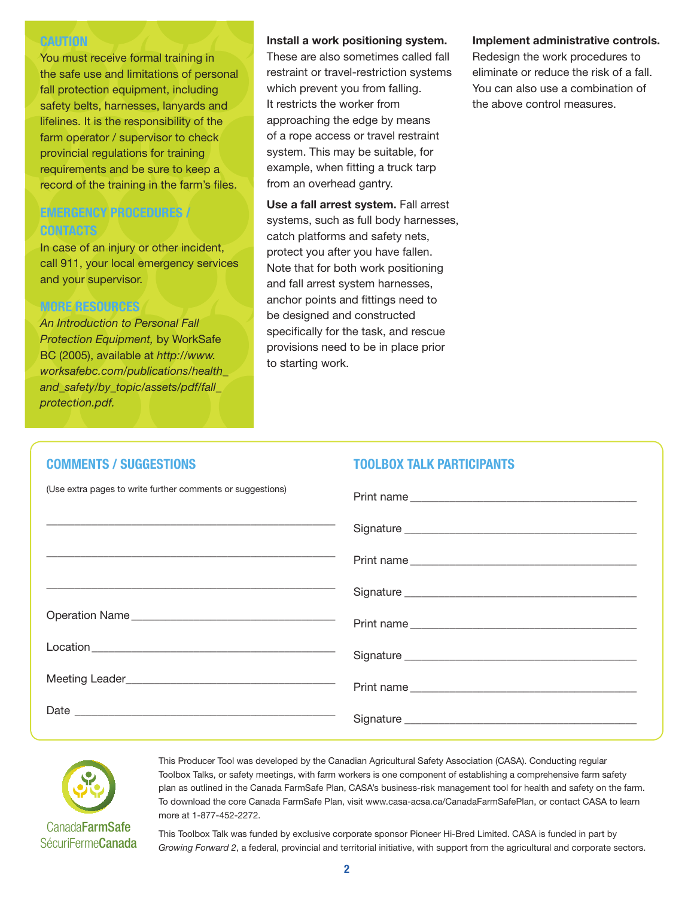## CAUTION

You must receive formal training in the safe use and limitations of personal fall protection equipment, including safety belts, harnesses, lanyards and lifelines. It is the responsibility of the farm operator / supervisor to check provincial regulations for training requirements and be sure to keep a record of the training in the farm's files.

## EMERGENCY PROCEDURES / CONTACTS

In case of an injury or other incident, call 911, your local emergency services and your supervisor.

## MORE RESOURCES

*An Introduction to Personal Fall Protection Equipment,* by WorkSafe BC (2005), available at *http://www.worksafebc.com/publications/health_and_safety/by_topic/assets/pdf/fall_protection.pdf.*

**Install a work positioning system.** These are also sometimes called fall restraint or travel-restriction systems which prevent you from falling. It restricts the worker from approaching the edge by means of a rope access or travel restraint system. This may be suitable, for example, when fitting a truck tarp from an overhead gantry.

**Use a fall arrest system.** Fall arrest systems, such as full body harnesses, catch platforms and safety nets, protect you after you have fallen. Note that for both work positioning and fall arrest system harnesses, anchor points and fittings need to be designed and constructed specifically for the task, and rescue provisions need to be in place prior to starting work.

**Implement administrative controls.** Redesign the work procedures to eliminate or reduce the risk of a fall. You can also use a combination of the above control measures.

## COMMENTS / SUGGESTIONS

(Use extra pages to write further comments or suggestions)

______________________________________________

______________________________________________

______________________________________________

Operation Name ______________________________

Location ____________________________________

Meeting Leader ______________________________

Date _______________________________________

## TOOLBOX TALK PARTICIPANTS

Print name ___________________________________

Signature ____________________________________

Print name ___________________________________

Signature ____________________________________

Print name ___________________________________

Signature ____________________________________

Print name ___________________________________

Signature ____________________________________

CanadaFarmSafe
SécuriFermeCanada

This Producer Tool was developed by the Canadian Agricultural Safety Association (CASA). Conducting regular Toolbox Talks, or safety meetings, with farm workers is one component of establishing a comprehensive farm safety plan as outlined in the Canada FarmSafe Plan, CASA's business-risk management tool for health and safety on the farm. To download the core Canada FarmSafe Plan, visit www.casa-acsa.ca/CanadaFarmSafePlan, or contact CASA to learn more at 1-877-452-2272.

This Toolbox Talk was funded by exclusive corporate sponsor Pioneer Hi-Bred Limited. CASA is funded in part by *Growing Forward 2*, a federal, provincial and territorial initiative, with support from the agricultural and corporate sectors.